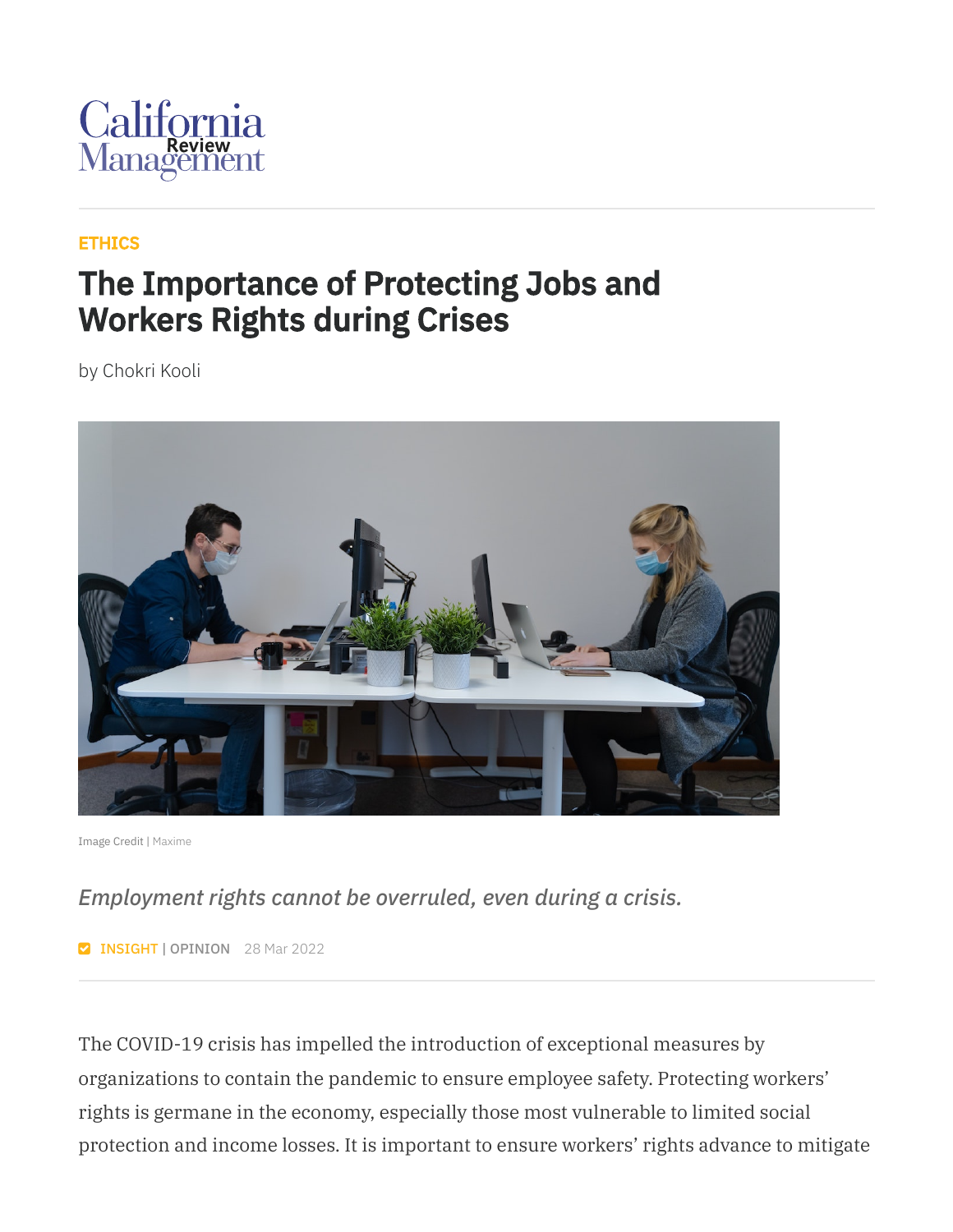California Management Review

ETHICS

# The Importance of Protecting Jobs and Workers Rights during Crises

by Chokri Kooli

Image Credit | Maxime

*Employment rights cannot be overruled, even during a crisis.*

INSIGHT | OPINION 28 Mar 2022

The COVID-19 crisis has impelled the introduction of exceptional measures by organizations to contain the pandemic to ensure employee safety. Protecting workers' rights is germane in the economy, especially those most vulnerable to limited social protection and income losses. It is important to ensure workers' rights advance to mitigate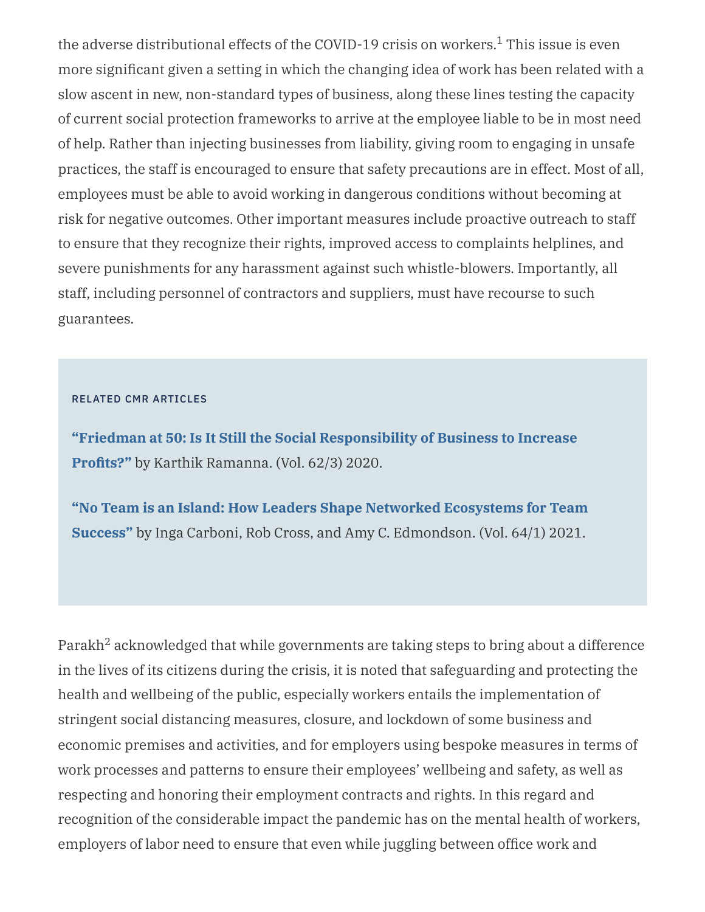the adverse distributional effects of the COVID-19 crisis on workers.[1] This issue is even more significant given a setting in which the changing idea of work has been related with a slow ascent in new, non-standard types of business, along these lines testing the capacity of current social protection frameworks to arrive at the employee liable to be in most need of help. Rather than injecting businesses from liability, giving room to engaging in unsafe practices, the staff is encouraged to ensure that safety precautions are in effect. Most of all, employees must be able to avoid working in dangerous conditions without becoming at risk for negative outcomes. Other important measures include proactive outreach to staff to ensure that they recognize their rights, improved access to complaints helplines, and severe punishments for any harassment against such whistle-blowers. Importantly, all staff, including personnel of contractors and suppliers, must have recourse to such guarantees.

RELATED CMR ARTICLES

**"Friedman at 50: Is It Still the Social Responsibility of Business to Increase Profits?"** by Karthik Ramanna. (Vol. 62/3) 2020.

**"No Team is an Island: How Leaders Shape Networked Ecosystems for Team Success"** by Inga Carboni, Rob Cross, and Amy C. Edmondson. (Vol. 64/1) 2021.

Parakh[2] acknowledged that while governments are taking steps to bring about a difference in the lives of its citizens during the crisis, it is noted that safeguarding and protecting the health and wellbeing of the public, especially workers entails the implementation of stringent social distancing measures, closure, and lockdown of some business and economic premises and activities, and for employers using bespoke measures in terms of work processes and patterns to ensure their employees' wellbeing and safety, as well as respecting and honoring their employment contracts and rights. In this regard and recognition of the considerable impact the pandemic has on the mental health of workers, employers of labor need to ensure that even while juggling between office work and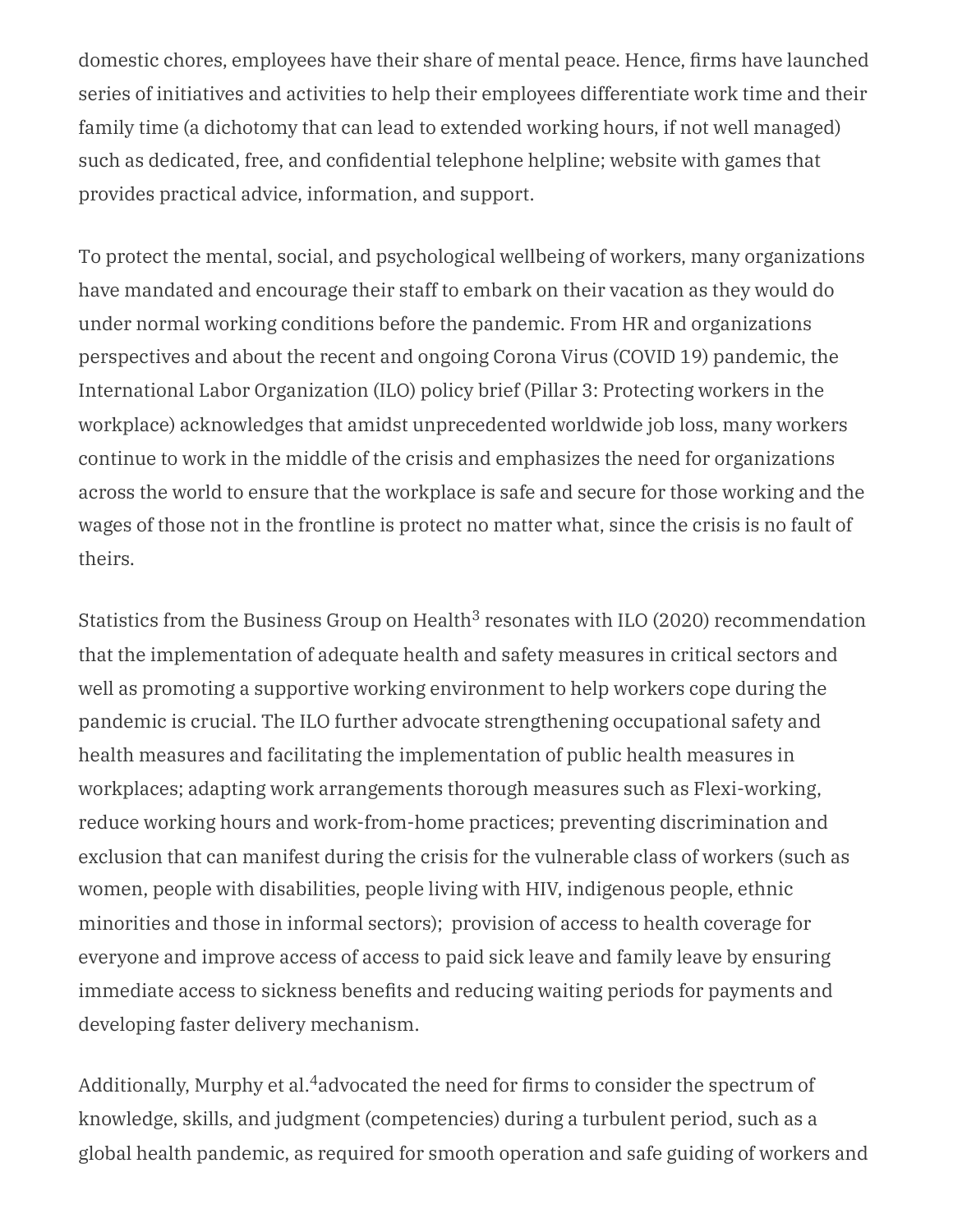domestic chores, employees have their share of mental peace. Hence, firms have launched series of initiatives and activities to help their employees differentiate work time and their family time (a dichotomy that can lead to extended working hours, if not well managed) such as dedicated, free, and confidential telephone helpline; website with games that provides practical advice, information, and support.

To protect the mental, social, and psychological wellbeing of workers, many organizations have mandated and encourage their staff to embark on their vacation as they would do under normal working conditions before the pandemic. From HR and organizations perspectives and about the recent and ongoing Corona Virus (COVID 19) pandemic, the International Labor Organization (ILO) policy brief (Pillar 3: Protecting workers in the workplace) acknowledges that amidst unprecedented worldwide job loss, many workers continue to work in the middle of the crisis and emphasizes the need for organizations across the world to ensure that the workplace is safe and secure for those working and the wages of those not in the frontline is protect no matter what, since the crisis is no fault of theirs.

Statistics from the Business Group on Health[3] resonates with ILO (2020) recommendation that the implementation of adequate health and safety measures in critical sectors and well as promoting a supportive working environment to help workers cope during the pandemic is crucial. The ILO further advocate strengthening occupational safety and health measures and facilitating the implementation of public health measures in workplaces; adapting work arrangements thorough measures such as Flexi-working, reduce working hours and work-from-home practices; preventing discrimination and exclusion that can manifest during the crisis for the vulnerable class of workers (such as women, people with disabilities, people living with HIV, indigenous people, ethnic minorities and those in informal sectors);  provision of access to health coverage for everyone and improve access of access to paid sick leave and family leave by ensuring immediate access to sickness benefits and reducing waiting periods for payments and developing faster delivery mechanism.

Additionally, Murphy et al.[4]advocated the need for firms to consider the spectrum of knowledge, skills, and judgment (competencies) during a turbulent period, such as a global health pandemic, as required for smooth operation and safe guiding of workers and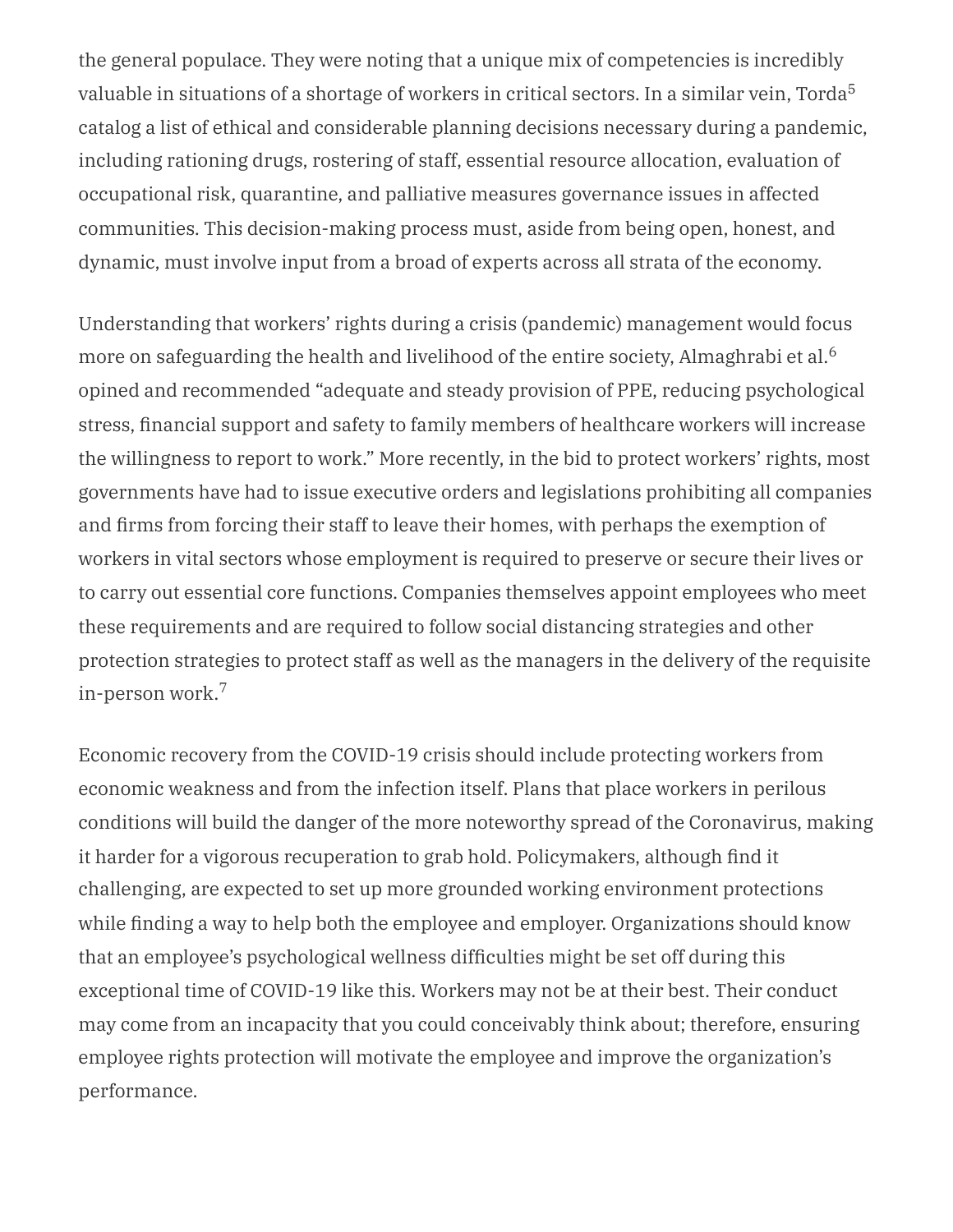the general populace. They were noting that a unique mix of competencies is incredibly valuable in situations of a shortage of workers in critical sectors. In a similar vein, Torda[5] catalog a list of ethical and considerable planning decisions necessary during a pandemic, including rationing drugs, rostering of staff, essential resource allocation, evaluation of occupational risk, quarantine, and palliative measures governance issues in affected communities. This decision-making process must, aside from being open, honest, and dynamic, must involve input from a broad of experts across all strata of the economy.

Understanding that workers' rights during a crisis (pandemic) management would focus more on safeguarding the health and livelihood of the entire society, Almaghrabi et al.[6] opined and recommended "adequate and steady provision of PPE, reducing psychological stress, financial support and safety to family members of healthcare workers will increase the willingness to report to work." More recently, in the bid to protect workers' rights, most governments have had to issue executive orders and legislations prohibiting all companies and firms from forcing their staff to leave their homes, with perhaps the exemption of workers in vital sectors whose employment is required to preserve or secure their lives or to carry out essential core functions. Companies themselves appoint employees who meet these requirements and are required to follow social distancing strategies and other protection strategies to protect staff as well as the managers in the delivery of the requisite in-person work.[7]

Economic recovery from the COVID-19 crisis should include protecting workers from economic weakness and from the infection itself. Plans that place workers in perilous conditions will build the danger of the more noteworthy spread of the Coronavirus, making it harder for a vigorous recuperation to grab hold. Policymakers, although find it challenging, are expected to set up more grounded working environment protections while finding a way to help both the employee and employer. Organizations should know that an employee's psychological wellness difficulties might be set off during this exceptional time of COVID-19 like this. Workers may not be at their best. Their conduct may come from an incapacity that you could conceivably think about; therefore, ensuring employee rights protection will motivate the employee and improve the organization's performance.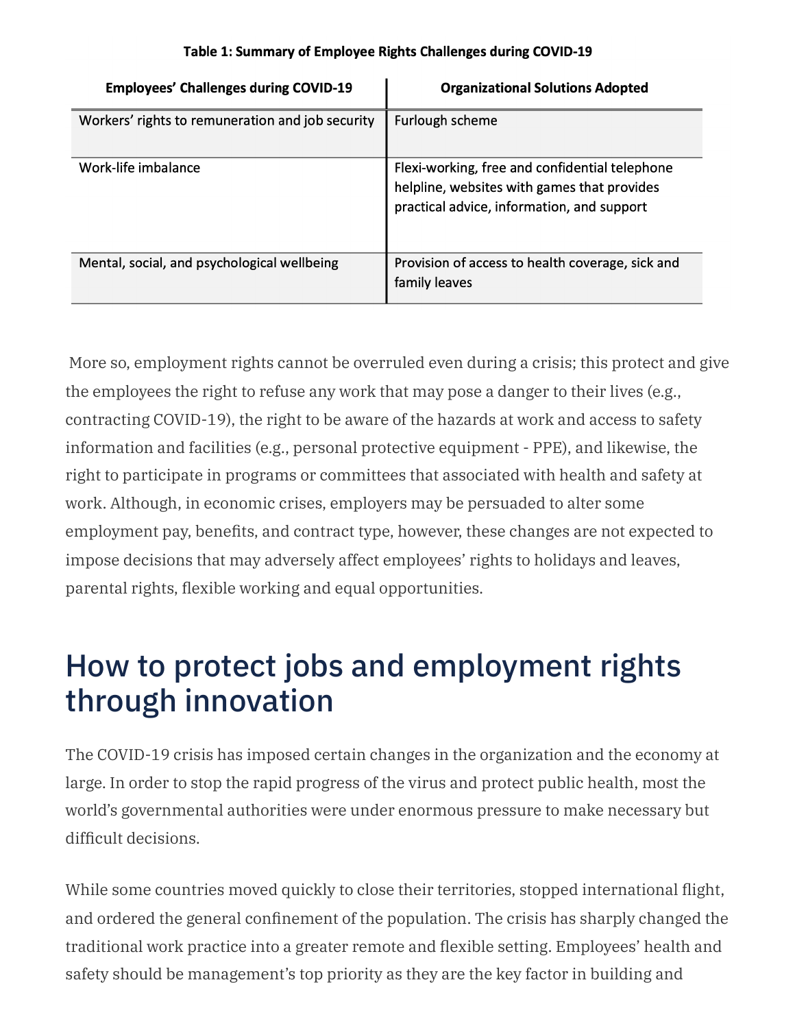**Table 1: Summary of Employee Rights Challenges during COVID-19**

| Employees' Challenges during COVID-19 | Organizational Solutions Adopted |
|---|---|
| Workers' rights to remuneration and job security | Furlough scheme |
| Work-life imbalance | Flexi-working, free and confidential telephone helpline, websites with games that provides practical advice, information, and support |
| Mental, social, and psychological wellbeing | Provision of access to health coverage, sick and family leaves |

More so, employment rights cannot be overruled even during a crisis; this protect and give the employees the right to refuse any work that may pose a danger to their lives (e.g., contracting COVID-19), the right to be aware of the hazards at work and access to safety information and facilities (e.g., personal protective equipment - PPE), and likewise, the right to participate in programs or committees that associated with health and safety at work. Although, in economic crises, employers may be persuaded to alter some employment pay, benefits, and contract type, however, these changes are not expected to impose decisions that may adversely affect employees' rights to holidays and leaves, parental rights, flexible working and equal opportunities.

# How to protect jobs and employment rights through innovation

The COVID-19 crisis has imposed certain changes in the organization and the economy at large. In order to stop the rapid progress of the virus and protect public health, most the world's governmental authorities were under enormous pressure to make necessary but difficult decisions.

While some countries moved quickly to close their territories, stopped international flight, and ordered the general confinement of the population. The crisis has sharply changed the traditional work practice into a greater remote and flexible setting. Employees' health and safety should be management's top priority as they are the key factor in building and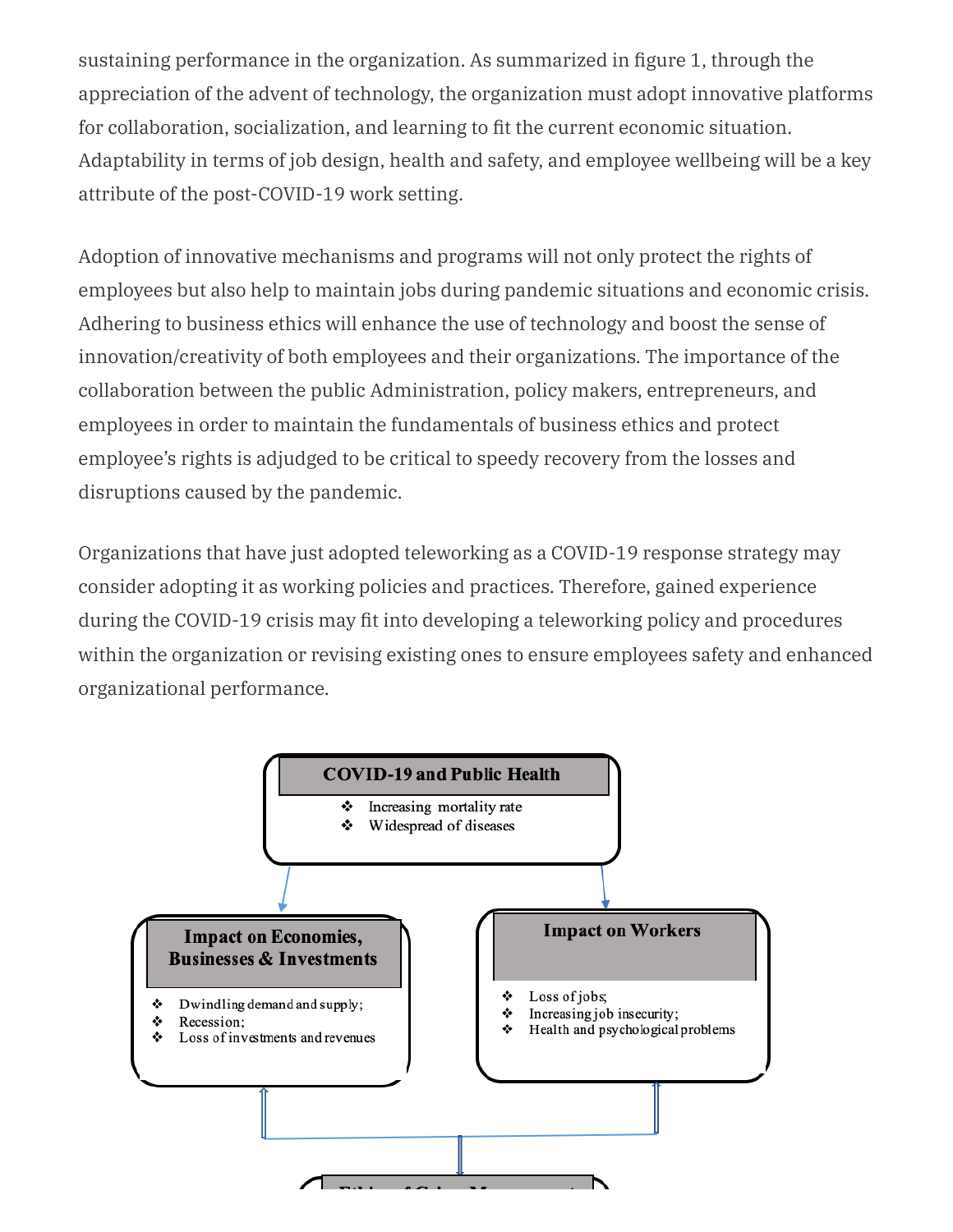sustaining performance in the organization. As summarized in figure 1, through the appreciation of the advent of technology, the organization must adopt innovative platforms for collaboration, socialization, and learning to fit the current economic situation. Adaptability in terms of job design, health and safety, and employee wellbeing will be a key attribute of the post-COVID-19 work setting.

Adoption of innovative mechanisms and programs will not only protect the rights of employees but also help to maintain jobs during pandemic situations and economic crisis. Adhering to business ethics will enhance the use of technology and boost the sense of innovation/creativity of both employees and their organizations. The importance of the collaboration between the public Administration, policy makers, entrepreneurs, and employees in order to maintain the fundamentals of business ethics and protect employee's rights is adjudged to be critical to speedy recovery from the losses and disruptions caused by the pandemic.

Organizations that have just adopted teleworking as a COVID-19 response strategy may consider adopting it as working policies and practices. Therefore, gained experience during the COVID-19 crisis may fit into developing a teleworking policy and procedures within the organization or revising existing ones to ensure employees safety and enhanced organizational performance.

**COVID-19 and Public Health**

- Increasing mortality rate
- Widespread of diseases

**Impact on Economies, Businesses & Investments**

- Dwindling demand and supply;
- Recession;
- Loss of investments and revenues

**Impact on Workers**

- Loss of jobs;
- Increasing job insecurity;
- Health and psychological problems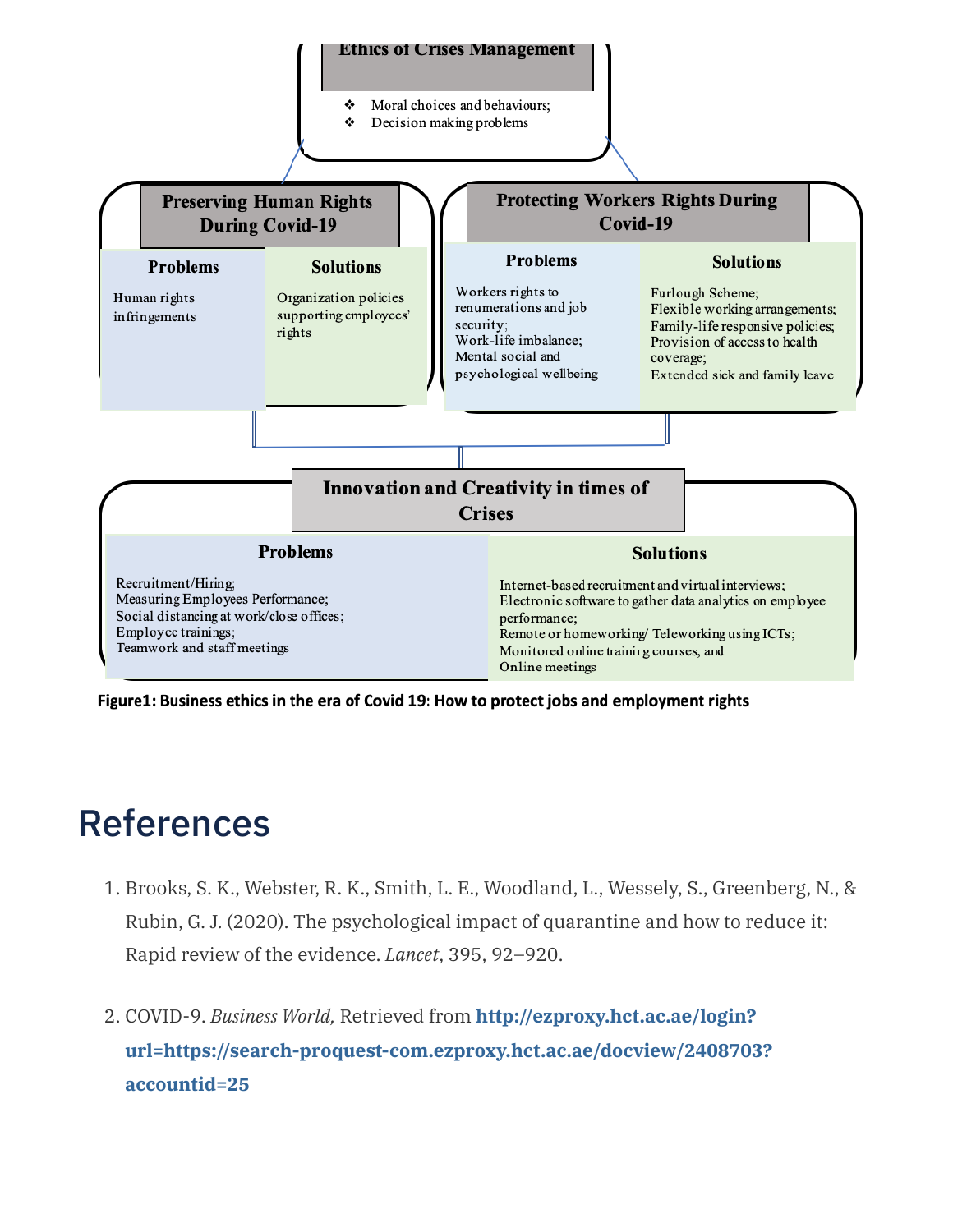**Ethics of Crises Management**

- Moral choices and behaviours;
- Decision making problems

**Preserving Human Rights During Covid-19**

| Problems | Solutions |
| --- | --- |
| Human rights infringements | Organization policies supporting employees' rights |

**Protecting Workers Rights During Covid-19**

| Problems | Solutions |
| --- | --- |
| Workers rights to renumerations and job security; Work-life imbalance; Mental social and psychological wellbeing | Furlough Scheme; Flexible working arrangements; Family-life responsive policies; Provision of access to health coverage; Extended sick and family leave |

**Innovation and Creativity in times of Crises**

| Problems | Solutions |
| --- | --- |
| Recruitment/Hiring; Measuring Employees Performance; Social distancing at work/close offices; Employee trainings; Teamwork and staff meetings | Internet-based recruitment and virtual interviews; Electronic software to gather data analytics on employee performance; Remote or homeworking/ Teleworking using ICTs; Monitored online training courses; and Online meetings |

**Figure1: Business ethics in the era of Covid 19: How to protect jobs and employment rights**

# References

1. Brooks, S. K., Webster, R. K., Smith, L. E., Woodland, L., Wessely, S., Greenberg, N., & Rubin, G. J. (2020). The psychological impact of quarantine and how to reduce it: Rapid review of the evidence. *Lancet*, 395, 92–920.
2. COVID-9. *Business World,* Retrieved from **http://ezproxy.hct.ac.ae/login?url=https://search-proquest-com.ezproxy.hct.ac.ae/docview/2408703?accountid=25**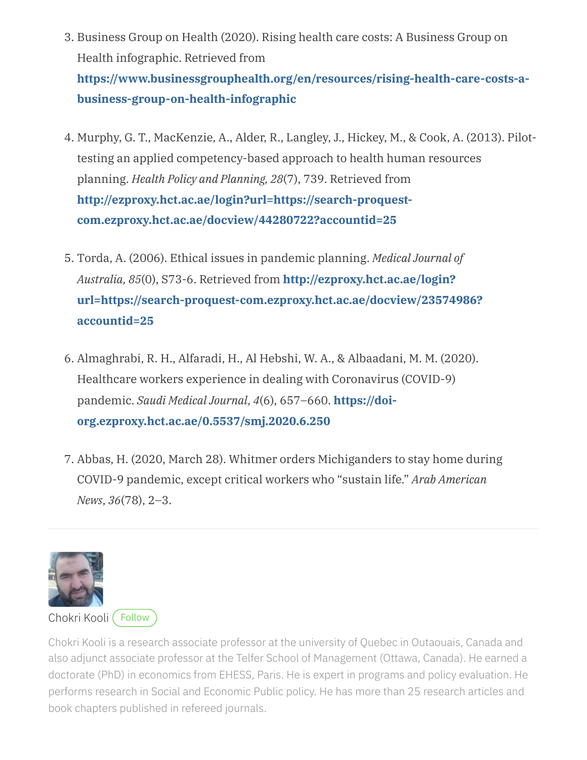3. Business Group on Health (2020). Rising health care costs: A Business Group on Health infographic. Retrieved from **https://www.businessgrouphealth.org/en/resources/rising-health-care-costs-a-business-group-on-health-infographic**

4. Murphy, G. T., MacKenzie, A., Alder, R., Langley, J., Hickey, M., & Cook, A. (2013). Pilot-testing an applied competency-based approach to health human resources planning. *Health Policy and Planning, 28*(7), 739. Retrieved from **http://ezproxy.hct.ac.ae/login?url=https://search-proquest-com.ezproxy.hct.ac.ae/docview/44280722?accountid=25**

5. Torda, A. (2006). Ethical issues in pandemic planning. *Medical Journal of Australia, 85*(0), S73-6. Retrieved from **http://ezproxy.hct.ac.ae/login?url=https://search-proquest-com.ezproxy.hct.ac.ae/docview/23574986?accountid=25**

6. Almaghrabi, R. H., Alfaradi, H., Al Hebshi, W. A., & Albaadani, M. M. (2020). Healthcare workers experience in dealing with Coronavirus (COVID-9) pandemic. *Saudi Medical Journal*, *4*(6), 657–660. **https://doi-org.ezproxy.hct.ac.ae/0.5537/smj.2020.6.250**

7. Abbas, H. (2020, March 28). Whitmer orders Michiganders to stay home during COVID-9 pandemic, except critical workers who "sustain life." *Arab American News*, *36*(78), 2–3.

---

Chokri Kooli Follow

Chokri Kooli is a research associate professor at the university of Quebec in Outaouais, Canada and also adjunct associate professor at the Telfer School of Management (Ottawa, Canada). He earned a doctorate (PhD) in economics from EHESS, Paris. He is expert in programs and policy evaluation. He performs research in Social and Economic Public policy. He has more than 25 research articles and book chapters published in refereed journals.